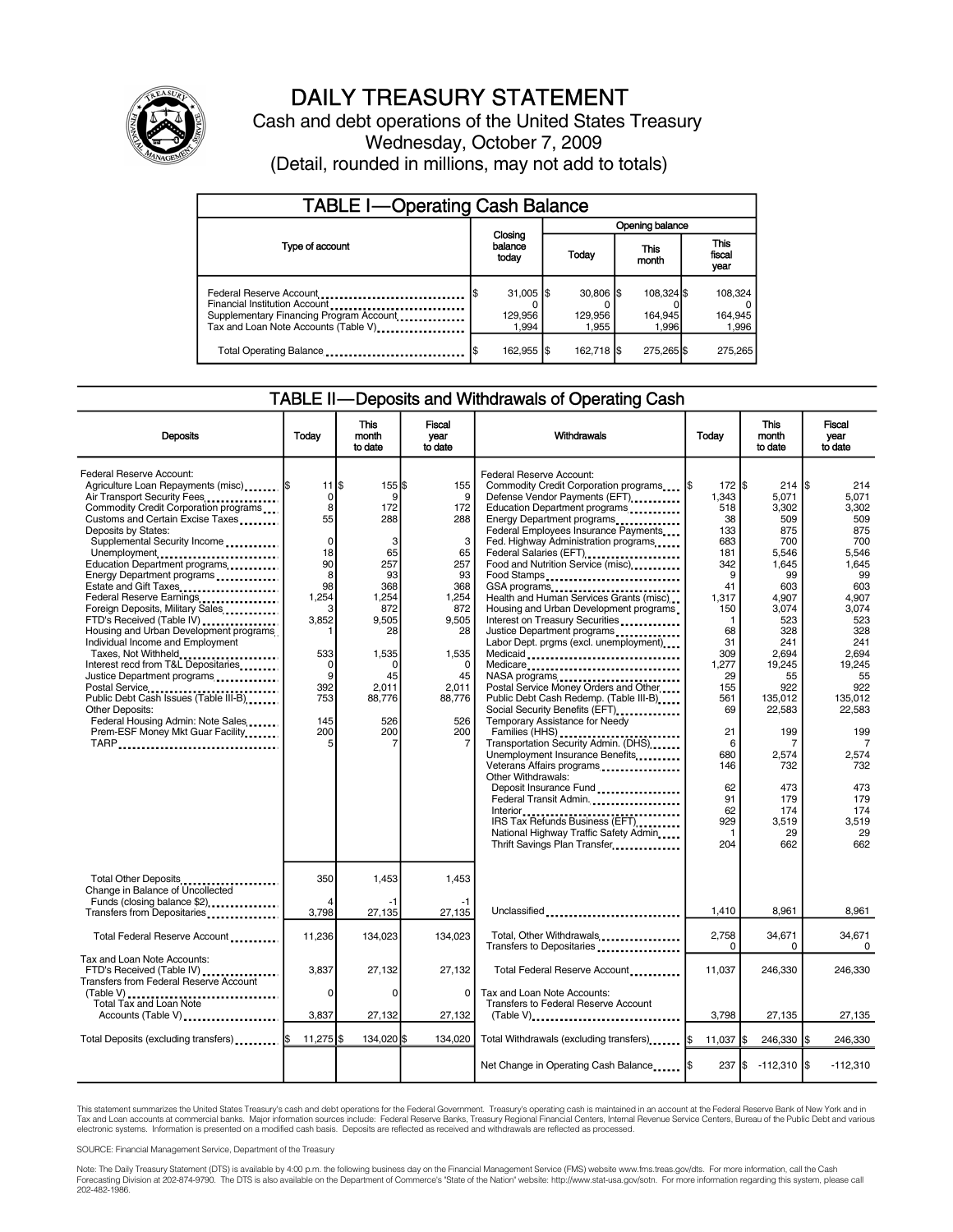# DAILY TREASURY STATEMENT

Cash and debt operations of the United States Treasury

Wednesday, October 7, 2009

(Detail, rounded in millions, may not add to totals)

## TABLE I—Operating Cash Balance

| Type of account | Closing balance today | Opening balance Today | This month | This fiscal year |
|---|---|---|---|---|
| Federal Reserve Account | $ 31,005 | $ 30,806 | $ 108,324 | $ 108,324 |
| Financial Institution Account | 0 | 0 | 0 | 0 |
| Supplementary Financing Program Account | 129,956 | 129,956 | 164,945 | 164,945 |
| Tax and Loan Note Accounts (Table V) | 1,994 | 1,955 | 1,996 | 1,996 |
| Total Operating Balance | $ 162,955 | $ 162,718 | $ 275,265 | $ 275,265 |

## TABLE II—Deposits and Withdrawals of Operating Cash

| Deposits | Today | This month to date | Fiscal year to date | Withdrawals | Today | This month to date | Fiscal year to date |
|---|---|---|---|---|---|---|---|
| Federal Reserve Account: | | | | Federal Reserve Account: | | | |
| Agriculture Loan Repayments (misc) | $ 11 | $ 155 | $ 155 | Commodity Credit Corporation programs | $ 172 | $ 214 | $ 214 |
| Air Transport Security Fees | 0 | 9 | 9 | Defense Vendor Payments (EFT) | 1,343 | 5,071 | 5,071 |
| Commodity Credit Corporation programs | 8 | 172 | 172 | Education Department programs | 518 | 3,302 | 3,302 |
| Customs and Certain Excise Taxes | 55 | 288 | 288 | Energy Department programs | 38 | 509 | 509 |
| Deposits by States: | | | | Federal Employees Insurance Payments | 133 | 875 | 875 |
| Supplemental Security Income | 0 | 3 | 3 | Fed. Highway Administration programs | 683 | 700 | 700 |
| Unemployment | 18 | 65 | 65 | Federal Salaries (EFT) | 181 | 5,546 | 5,546 |
| Education Department programs | 90 | 257 | 257 | Food and Nutrition Service (misc) | 342 | 1,645 | 1,645 |
| Energy Department programs | 8 | 93 | 93 | Food Stamps | 9 | 99 | 99 |
| Estate and Gift Taxes | 98 | 368 | 368 | GSA programs | 41 | 603 | 603 |
| Federal Reserve Earnings | 1,254 | 1,254 | 1,254 | Health and Human Services Grants (misc) | 1,317 | 4,907 | 4,907 |
| Foreign Deposits, Military Sales | 3 | 872 | 872 | Housing and Urban Development programs | 150 | 3,074 | 3,074 |
| FTD's Received (Table IV) | 3,852 | 9,505 | 9,505 | Interest on Treasury Securities | 1 | 523 | 523 |
| Housing and Urban Development programs | 1 | 28 | 28 | Justice Department programs | 68 | 328 | 328 |
| Individual Income and Employment | | | | Labor Dept. prgms (excl. unemployment) | 31 | 241 | 241 |
| Taxes, Not Withheld | 533 | 1,535 | 1,535 | Medicaid | 309 | 2,694 | 2,694 |
| Interest recd from T&L Depositaries | 0 | 0 | 0 | Medicare | 1,277 | 19,245 | 19,245 |
| Justice Department programs | 9 | 45 | 45 | NASA programs | 29 | 55 | 55 |
| Postal Service | 392 | 2,011 | 2,011 | Postal Service Money Orders and Other | 155 | 922 | 922 |
| Public Debt Cash Issues (Table III-B) | 753 | 88,776 | 88,776 | Public Debt Cash Redemp. (Table III-B) | 561 | 135,012 | 135,012 |
| Other Deposits: | | | | Social Security Benefits (EFT) | 69 | 22,583 | 22,583 |
| Federal Housing Admin: Note Sales | 145 | 526 | 526 | Temporary Assistance for Needy | | | |
| Prem-ESF Money Mkt Guar Facility | 200 | 200 | 200 | Families (HHS) | 21 | 199 | 199 |
| TARP | 5 | 7 | 7 | Transportation Security Admin. (DHS) | 6 | 7 | 7 |
| | | | | Unemployment Insurance Benefits | 680 | 2,574 | 2,574 |
| | | | | Veterans Affairs programs | 146 | 732 | 732 |
| | | | | Other Withdrawals: | | | |
| | | | | Deposit Insurance Fund | 62 | 473 | 473 |
| | | | | Federal Transit Admin. | 91 | 179 | 179 |
| | | | | Interior | 62 | 174 | 174 |
| | | | | IRS Tax Refunds Business (EFT) | 929 | 3,519 | 3,519 |
| | | | | National Highway Traffic Safety Admin | 1 | 29 | 29 |
| | | | | Thrift Savings Plan Transfer | 204 | 662 | 662 |
| Total Other Deposits | 350 | 1,453 | 1,453 | | | | |
| Change in Balance of Uncollected Funds (closing balance $2) | 4 | -1 | -1 | | | | |
| Transfers from Depositaries | 3,798 | 27,135 | 27,135 | Unclassified | 1,410 | 8,961 | 8,961 |
| Total Federal Reserve Account | 11,236 | 134,023 | 134,023 | Total, Other Withdrawals | 2,758 | 34,671 | 34,671 |
| | | | | Transfers to Depositaries | 0 | 0 | 0 |
| Tax and Loan Note Accounts: | | | | Total Federal Reserve Account | 11,037 | 246,330 | 246,330 |
| FTD's Received (Table IV) | 3,837 | 27,132 | 27,132 | | | | |
| Transfers from Federal Reserve Account (Table V) | 0 | 0 | 0 | Tax and Loan Note Accounts: | | | |
| Total Tax and Loan Note Accounts (Table V) | 3,837 | 27,132 | 27,132 | Transfers to Federal Reserve Account (Table V) | 3,798 | 27,135 | 27,135 |
| Total Deposits (excluding transfers) | $ 11,275 | $ 134,020 | $ 134,020 | Total Withdrawals (excluding transfers) | $ 11,037 | $ 246,330 | $ 246,330 |
| | | | | Net Change in Operating Cash Balance | $ 237 | $ -112,310 | $ -112,310 |

This statement summarizes the United States Treasury's cash and debt operations for the Federal Government. Treasury's operating cash is maintained in an account at the Federal Reserve Bank of New York and in Tax and Loan accounts at commercial banks. Major information sources include: Federal Reserve Banks, Treasury Regional Financial Centers, Internal Revenue Service Centers, Bureau of the Public Debt and various electronic systems. Information is presented on a modified cash basis. Deposits are reflected as received and withdrawals are reflected as processed.

SOURCE: Financial Management Service, Department of the Treasury

Note: The Daily Treasury Statement (DTS) is available by 4:00 p.m. the following business day on the Financial Management Service (FMS) website www.fms.treas.gov/dts. For more information, call the Cash Forecasting Division at 202-874-9790. The DTS is also available on the Department of Commerce's "State of the Nation" website: http://www.stat-usa.gov/sotn. For more information regarding this system, please call 202-482-1986.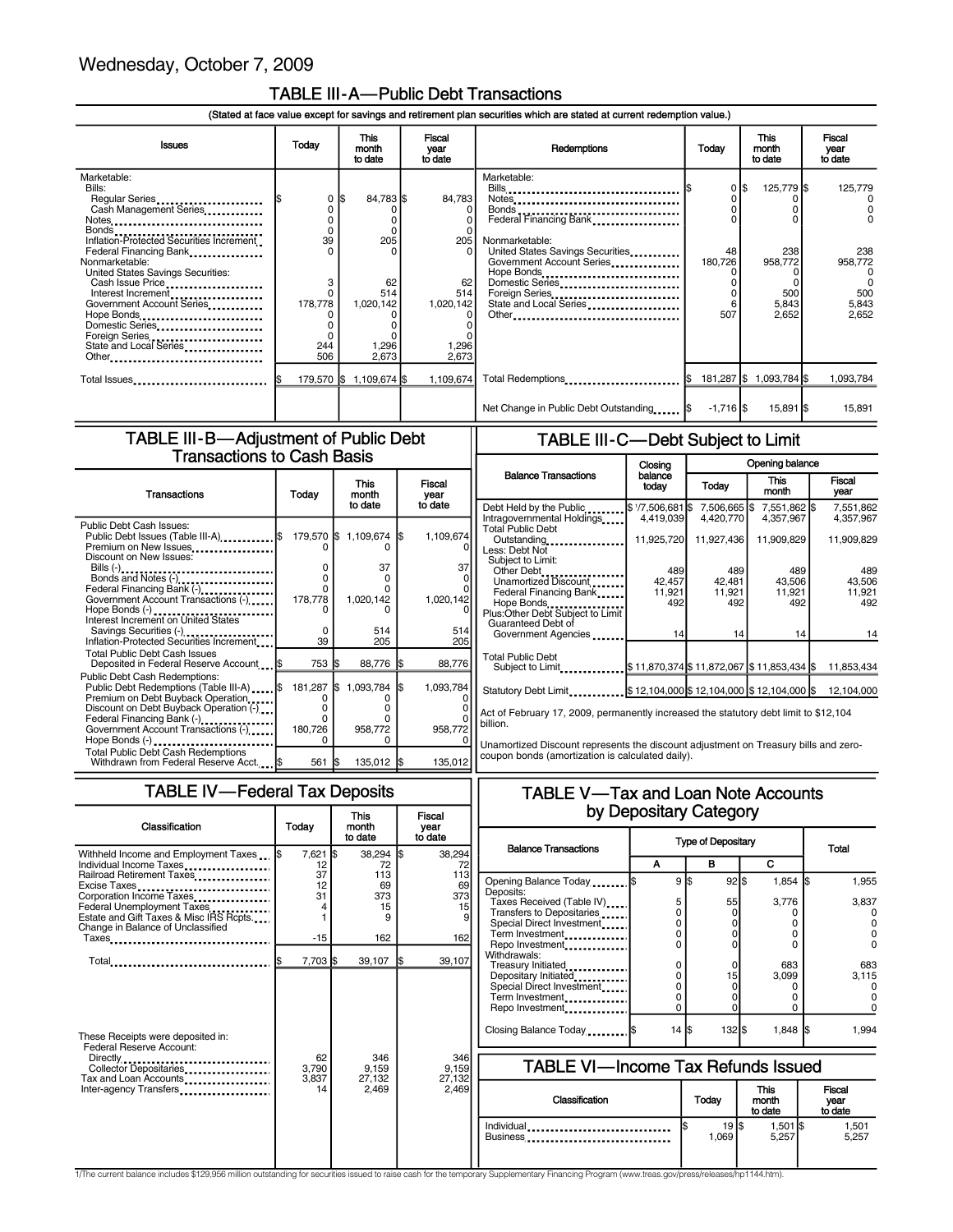Wednesday, October 7, 2009

## TABLE III-A—Public Debt Transactions

(Stated at face value except for savings and retirement plan securities which are stated at current redemption value.)

| Issues | Today | This month to date | Fiscal year to date | Redemptions | Today | This month to date | Fiscal year to date |
|---|---|---|---|---|---|---|---|
| Marketable: | | | | Marketable: | | | |
| Bills: | | | | Bills | $ 0 | $ 125,779 | $ 125,779 |
| Regular Series | $ 0 | $ 84,783 | $ 84,783 | Notes | 0 | 0 | 0 |
| Cash Management Series | 0 | 0 | 0 | Bonds | 0 | 0 | 0 |
| Notes | 0 | 0 | 0 | Federal Financing Bank | 0 | 0 | 0 |
| Bonds | 0 | 0 | 0 | | | | |
| Inflation-Protected Securities Increment | 39 | 205 | 205 | Nonmarketable: | | | |
| Federal Financing Bank | 0 | 0 | 0 | United States Savings Securities | 48 | 238 | 238 |
| Nonmarketable: | | | | Government Account Series | 180,726 | 958,772 | 958,772 |
| United States Savings Securities: | | | | Hope Bonds | 0 | 0 | 0 |
| Cash Issue Price | 3 | 62 | 62 | Domestic Series | 0 | 0 | 0 |
| Interest Increment | 0 | 514 | 514 | Foreign Series | 0 | 500 | 500 |
| Government Account Series | 178,778 | 1,020,142 | 1,020,142 | State and Local Series | 6 | 5,843 | 5,843 |
| Hope Bonds | 0 | 0 | 0 | Other | 507 | 2,652 | 2,652 |
| Domestic Series | 0 | 0 | 0 | | | | |
| Foreign Series | 0 | 0 | 0 | | | | |
| State and Local Series | 244 | 1,296 | 1,296 | | | | |
| Other | 506 | 2,673 | 2,673 | | | | |
| Total Issues | $ 179,570 | $ 1,109,674 | $ 1,109,674 | Total Redemptions | $ 181,287 | $ 1,093,784 | $ 1,093,784 |
| | | | | Net Change in Public Debt Outstanding | $ -1,716 | $ 15,891 | $ 15,891 |

## TABLE III-B—Adjustment of Public Debt Transactions to Cash Basis

| Transactions | Today | This month to date | Fiscal year to date |
|---|---|---|---|
| Public Debt Cash Issues: | | | |
| Public Debt Issues (Table III-A) | $ 179,570 | $ 1,109,674 | $ 1,109,674 |
| Premium on New Issues | 0 | 0 | 0 |
| Discount on New Issues: | | | |
| Bills (-) | 0 | 37 | 37 |
| Bonds and Notes (-) | 0 | 0 | 0 |
| Federal Financing Bank (-) | 0 | 0 | 0 |
| Government Account Transactions (-) | 178,778 | 1,020,142 | 1,020,142 |
| Hope Bonds (-) | 0 | 0 | 0 |
| Interest Increment on United States Savings Securities (-) | 0 | 514 | 514 |
| Inflation-Protected Securities Increment | 39 | 205 | 205 |
| Total Public Debt Cash Issues Deposited in Federal Reserve Account | $ 753 | $ 88,776 | $ 88,776 |
| Public Debt Cash Redemptions: | | | |
| Public Debt Redemptions (Table III-A) | $ 181,287 | $ 1,093,784 | $ 1,093,784 |
| Premium on Debt Buyback Operation | 0 | 0 | 0 |
| Discount on Debt Buyback Operation (-) | 0 | 0 | 0 |
| Federal Financing Bank (-) | 0 | 0 | 0 |
| Government Account Transactions (-) | 180,726 | 958,772 | 958,772 |
| Hope Bonds (-) | 0 | 0 | 0 |
| Total Public Debt Cash Redemptions Withdrawn from Federal Reserve Acct. | $ 561 | $ 135,012 | $ 135,012 |

## TABLE III-C—Debt Subject to Limit

| Balance Transactions | Closing balance today | Opening balance Today | Opening balance This month | Opening balance Fiscal year |
|---|---|---|---|---|
| Debt Held by the Public | $ [1]7,506,681 | $ 7,506,665 | $ 7,551,862 | $ 7,551,862 |
| Intragovernmental Holdings | 4,419,039 | 4,420,770 | 4,357,967 | 4,357,967 |
| Total Public Debt Outstanding | 11,925,720 | 11,927,436 | 11,909,829 | 11,909,829 |
| Less: Debt Not Subject to Limit: | | | | |
| Other Debt | 489 | 489 | 489 | 489 |
| Unamortized Discount | 42,457 | 42,481 | 43,506 | 43,506 |
| Federal Financing Bank | 11,921 | 11,921 | 11,921 | 11,921 |
| Hope Bonds | 492 | 492 | 492 | 492 |
| Plus: Other Debt Subject to Limit | | | | |
| Guaranteed Debt of Government Agencies | 14 | 14 | 14 | 14 |
| Total Public Debt Subject to Limit | $ 11,870,374 | $ 11,872,067 | $ 11,853,434 | $ 11,853,434 |
| Statutory Debt Limit | $ 12,104,000 | $ 12,104,000 | $ 12,104,000 | $ 12,104,000 |

Act of February 17, 2009, permanently increased the statutory debt limit to $12,104 billion.

Unamortized Discount represents the discount adjustment on Treasury bills and zero-coupon bonds (amortization is calculated daily).

## TABLE IV—Federal Tax Deposits

| Classification | Today | This month to date | Fiscal year to date |
|---|---|---|---|
| Withheld Income and Employment Taxes | $ 7,621 | $ 38,294 | $ 38,294 |
| Individual Income Taxes | 12 | 72 | 72 |
| Railroad Retirement Taxes | 37 | 113 | 113 |
| Excise Taxes | 12 | 69 | 69 |
| Corporation Income Taxes | 31 | 373 | 373 |
| Federal Unemployment Taxes | 4 | 15 | 15 |
| Estate and Gift Taxes & Misc IRS Rcpts. | 1 | 9 | 9 |
| Change in Balance of Unclassified Taxes | -15 | 162 | 162 |
| Total | $ 7,703 | $ 39,107 | $ 39,107 |
| These Receipts were deposited in: | | | |
| Federal Reserve Account: | | | |
| Directly | 62 | 346 | 346 |
| Collector Depositaries | 3,790 | 9,159 | 9,159 |
| Tax and Loan Accounts | 3,837 | 27,132 | 27,132 |
| Inter-agency Transfers | 14 | 2,469 | 2,469 |

## TABLE V—Tax and Loan Note Accounts by Depositary Category

| Balance Transactions | Type of Depositary A | Type of Depositary B | Type of Depositary C | Total |
|---|---|---|---|---|
| Opening Balance Today | $ 9 | $ 92 | $ 1,854 | $ 1,955 |
| Deposits: | | | | |
| Taxes Received (Table IV) | 5 | 55 | 3,776 | 3,837 |
| Transfers to Depositaries | 0 | 0 | 0 | 0 |
| Special Direct Investment | 0 | 0 | 0 | 0 |
| Term Investment | 0 | 0 | 0 | 0 |
| Repo Investment | 0 | 0 | 0 | 0 |
| Withdrawals: | | | | |
| Treasury Initiated | 0 | 0 | 683 | 683 |
| Depositary Initiated | 0 | 15 | 3,099 | 3,115 |
| Special Direct Investment | 0 | 0 | 0 | 0 |
| Term Investment | 0 | 0 | 0 | 0 |
| Repo Investment | 0 | 0 | 0 | 0 |
| Closing Balance Today | $ 14 | $ 132 | $ 1,848 | $ 1,994 |

## TABLE VI—Income Tax Refunds Issued

| Classification | Today | This month to date | Fiscal year to date |
|---|---|---|---|
| Individual | $ 19 | $ 1,501 | $ 1,501 |
| Business | 1,069 | 5,257 | 5,257 |

1/The current balance includes $129,956 million outstanding for securities issued to raise cash for the temporary Supplementary Financing Program (www.treas.gov/press/releases/hp1144.htm).